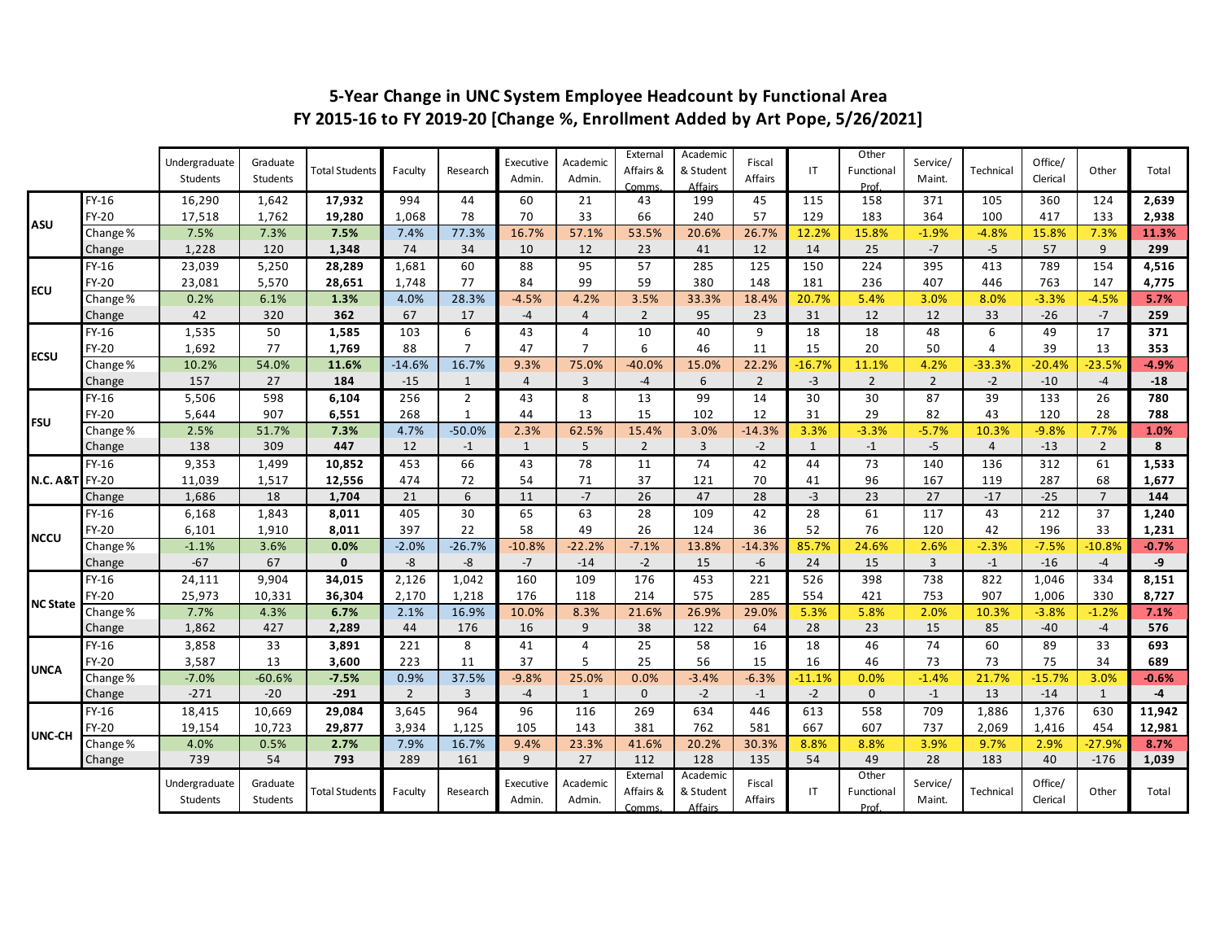## 5-Year Change in UNC System Employee Headcount by Functional Area
## FY 2015-16 to FY 2019-20 [Change %, Enrollment Added by Art Pope, 5/26/2021]

| | | Undergraduate Students | Graduate Students | Total Students | Faculty | Research | Executive Admin. | Academic Admin. | External Affairs & Comms. | Academic & Student Affairs | Fiscal Affairs | IT | Other Functional Prof. | Service/ Maint. | Technical | Office/ Clerical | Other | Total |
|---|---|---|---|---|---|---|---|---|---|---|---|---|---|---|---|---|---|---|
| ASU | FY-16 | 16,290 | 1,642 | **17,932** | 994 | 44 | 60 | 21 | 43 | 199 | 45 | 115 | 158 | 371 | 105 | 360 | 124 | **2,639** |
| | FY-20 | 17,518 | 1,762 | **19,280** | 1,068 | 78 | 70 | 33 | 66 | 240 | 57 | 129 | 183 | 364 | 100 | 417 | 133 | **2,938** |
| | Change % | 7.5% | 7.3% | **7.5%** | 7.4% | 77.3% | 16.7% | 57.1% | 53.5% | 20.6% | 26.7% | 12.2% | 15.8% | -1.9% | -4.8% | 15.8% | 7.3% | **11.3%** |
| | Change | 1,228 | 120 | **1,348** | 74 | 34 | 10 | 12 | 23 | 41 | 12 | 14 | 25 | -7 | -5 | 57 | 9 | **299** |
| ECU | FY-16 | 23,039 | 5,250 | **28,289** | 1,681 | 60 | 88 | 95 | 57 | 285 | 125 | 150 | 224 | 395 | 413 | 789 | 154 | **4,516** |
| | FY-20 | 23,081 | 5,570 | **28,651** | 1,748 | 77 | 84 | 99 | 59 | 380 | 148 | 181 | 236 | 407 | 446 | 763 | 147 | **4,775** |
| | Change % | 0.2% | 6.1% | **1.3%** | 4.0% | 28.3% | -4.5% | 4.2% | 3.5% | 33.3% | 18.4% | 20.7% | 5.4% | 3.0% | 8.0% | -3.3% | -4.5% | **5.7%** |
| | Change | 42 | 320 | **362** | 67 | 17 | -4 | 4 | 2 | 95 | 23 | 31 | 12 | 12 | 33 | -26 | -7 | **259** |
| ECSU | FY-16 | 1,535 | 50 | **1,585** | 103 | 6 | 43 | 4 | 10 | 40 | 9 | 18 | 18 | 48 | 6 | 49 | 17 | **371** |
| | FY-20 | 1,692 | 77 | **1,769** | 88 | 7 | 47 | 7 | 6 | 46 | 11 | 15 | 20 | 50 | 4 | 39 | 13 | **353** |
| | Change % | 10.2% | 54.0% | **11.6%** | -14.6% | 16.7% | 9.3% | 75.0% | -40.0% | 15.0% | 22.2% | -16.7% | 11.1% | 4.2% | -33.3% | -20.4% | -23.5% | **-4.9%** |
| | Change | 157 | 27 | **184** | -15 | 1 | 4 | 3 | -4 | 6 | 2 | -3 | 2 | 2 | -2 | -10 | -4 | **-18** |
| FSU | FY-16 | 5,506 | 598 | **6,104** | 256 | 2 | 43 | 8 | 13 | 99 | 14 | 30 | 30 | 87 | 39 | 133 | 26 | **780** |
| | FY-20 | 5,644 | 907 | **6,551** | 268 | 1 | 44 | 13 | 15 | 102 | 12 | 31 | 29 | 82 | 43 | 120 | 28 | **788** |
| | Change % | 2.5% | 51.7% | **7.3%** | 4.7% | -50.0% | 2.3% | 62.5% | 15.4% | 3.0% | -14.3% | 3.3% | -3.3% | -5.7% | 10.3% | -9.8% | 7.7% | **1.0%** |
| | Change | 138 | 309 | **447** | 12 | -1 | 1 | 5 | 2 | 3 | -2 | 1 | -1 | -5 | 4 | -13 | 2 | **8** |
| N.C. A&T | FY-16 | 9,353 | 1,499 | **10,852** | 453 | 66 | 43 | 78 | 11 | 74 | 42 | 44 | 73 | 140 | 136 | 312 | 61 | **1,533** |
| | FY-20 | 11,039 | 1,517 | **12,556** | 474 | 72 | 54 | 71 | 37 | 121 | 70 | 41 | 96 | 167 | 119 | 287 | 68 | **1,677** |
| | Change | 1,686 | 18 | **1,704** | 21 | 6 | 11 | -7 | 26 | 47 | 28 | -3 | 23 | 27 | -17 | -25 | 7 | **144** |
| NCCU | FY-16 | 6,168 | 1,843 | **8,011** | 405 | 30 | 65 | 63 | 28 | 109 | 42 | 28 | 61 | 117 | 43 | 212 | 37 | **1,240** |
| | FY-20 | 6,101 | 1,910 | **8,011** | 397 | 22 | 58 | 49 | 26 | 124 | 36 | 52 | 76 | 120 | 42 | 196 | 33 | **1,231** |
| | Change % | -1.1% | 3.6% | **0.0%** | -2.0% | -26.7% | -10.8% | -22.2% | -7.1% | 13.8% | -14.3% | 85.7% | 24.6% | 2.6% | -2.3% | -7.5% | -10.8% | **-0.7%** |
| | Change | -67 | 67 | **0** | -8 | -8 | -7 | -14 | -2 | 15 | -6 | 24 | 15 | 3 | -1 | -16 | -4 | **-9** |
| NC State | FY-16 | 24,111 | 9,904 | **34,015** | 2,126 | 1,042 | 160 | 109 | 176 | 453 | 221 | 526 | 398 | 738 | 822 | 1,046 | 334 | **8,151** |
| | FY-20 | 25,973 | 10,331 | **36,304** | 2,170 | 1,218 | 176 | 118 | 214 | 575 | 285 | 554 | 421 | 753 | 907 | 1,006 | 330 | **8,727** |
| | Change % | 7.7% | 4.3% | **6.7%** | 2.1% | 16.9% | 10.0% | 8.3% | 21.6% | 26.9% | 29.0% | 5.3% | 5.8% | 2.0% | 10.3% | -3.8% | -1.2% | **7.1%** |
| | Change | 1,862 | 427 | **2,289** | 44 | 176 | 16 | 9 | 38 | 122 | 64 | 28 | 23 | 15 | 85 | -40 | -4 | **576** |
| UNCA | FY-16 | 3,858 | 33 | **3,891** | 221 | 8 | 41 | 4 | 25 | 58 | 16 | 18 | 46 | 74 | 60 | 89 | 33 | **693** |
| | FY-20 | 3,587 | 13 | **3,600** | 223 | 11 | 37 | 5 | 25 | 56 | 15 | 16 | 46 | 73 | 73 | 75 | 34 | **689** |
| | Change % | -7.0% | -60.6% | **-7.5%** | 0.9% | 37.5% | -9.8% | 25.0% | 0.0% | -3.4% | -6.3% | -11.1% | 0.0% | -1.4% | 21.7% | -15.7% | 3.0% | **-0.6%** |
| | Change | -271 | -20 | **-291** | 2 | 3 | -4 | 1 | 0 | -2 | -1 | -2 | 0 | -1 | 13 | -14 | 1 | **-4** |
| UNC-CH | FY-16 | 18,415 | 10,669 | **29,084** | 3,645 | 964 | 96 | 116 | 269 | 634 | 446 | 613 | 558 | 709 | 1,886 | 1,376 | 630 | **11,942** |
| | FY-20 | 19,154 | 10,723 | **29,877** | 3,934 | 1,125 | 105 | 143 | 381 | 762 | 581 | 667 | 607 | 737 | 2,069 | 1,416 | 454 | **12,981** |
| | Change % | 4.0% | 0.5% | **2.7%** | 7.9% | 16.7% | 9.4% | 23.3% | 41.6% | 20.2% | 30.3% | 8.8% | 8.8% | 3.9% | 9.7% | 2.9% | -27.9% | **8.7%** |
| | Change | 739 | 54 | **793** | 289 | 161 | 9 | 27 | 112 | 128 | 135 | 54 | 49 | 28 | 183 | 40 | -176 | **1,039** |
| | | Undergraduate Students | Graduate Students | Total Students | Faculty | Research | Executive Admin. | Academic Admin. | External Affairs & Comms. | Academic & Student Affairs | Fiscal Affairs | IT | Other Functional Prof. | Service/ Maint. | Technical | Office/ Clerical | Other | Total |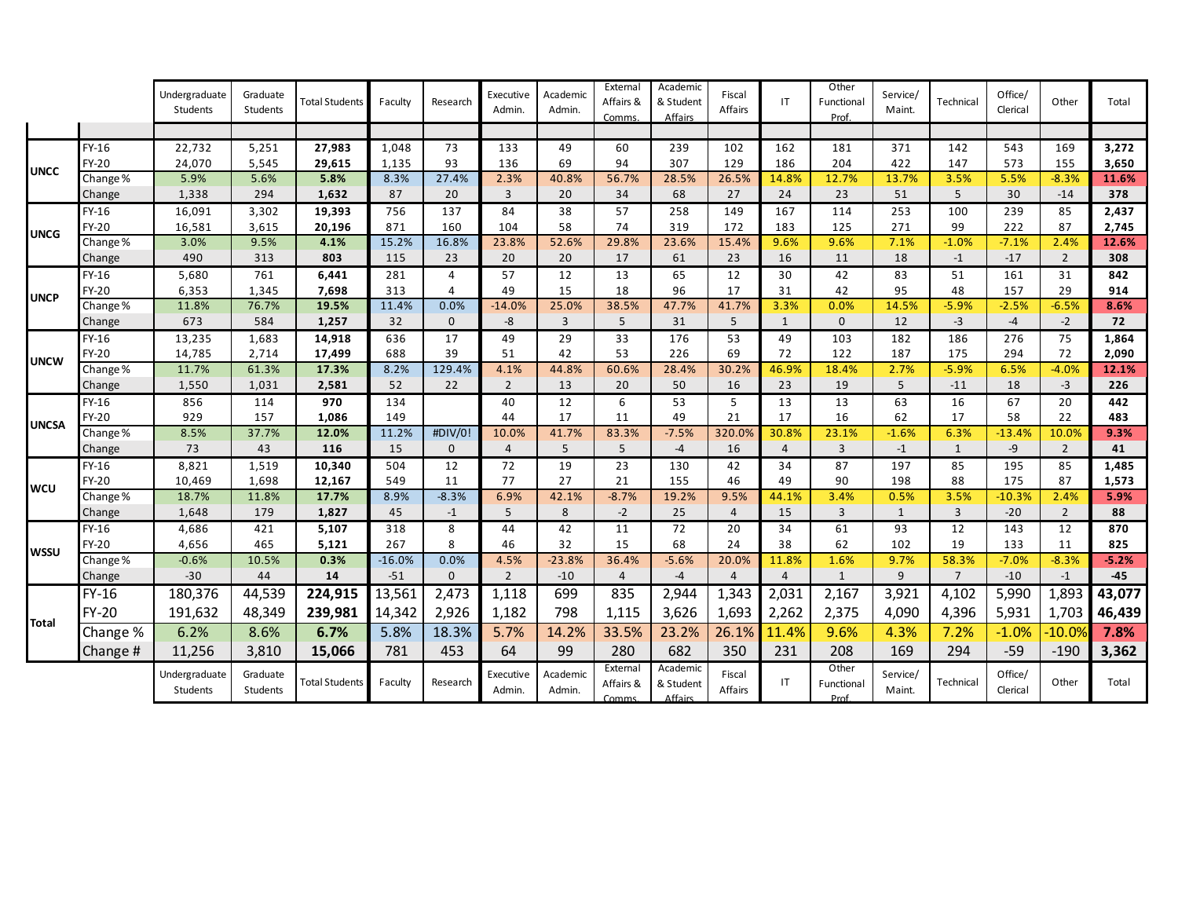| | | Undergraduate Students | Graduate Students | Total Students | Faculty | Research | Executive Admin. | Academic Admin. | External Affairs & Comms. | Academic & Student Affairs | Fiscal Affairs | IT | Other Functional Prof. | Service/ Maint. | Technical | Office/ Clerical | Other | Total |
|---|---|---|---|---|---|---|---|---|---|---|---|---|---|---|---|---|---|---|
| UNCC | FY-16 | 22,732 | 5,251 | **27,983** | 1,048 | 73 | 133 | 49 | 60 | 239 | 102 | 162 | 181 | 371 | 142 | 543 | 169 | **3,272** |
| | FY-20 | 24,070 | 5,545 | **29,615** | 1,135 | 93 | 136 | 69 | 94 | 307 | 129 | 186 | 204 | 422 | 147 | 573 | 155 | **3,650** |
| | Change % | 5.9% | 5.6% | **5.8%** | 8.3% | 27.4% | 2.3% | 40.8% | 56.7% | 28.5% | 26.5% | 14.8% | 12.7% | 13.7% | 3.5% | 5.5% | -8.3% | **11.6%** |
| | Change | 1,338 | 294 | **1,632** | 87 | 20 | 3 | 20 | 34 | 68 | 27 | 24 | 23 | 51 | 5 | 30 | -14 | **378** |
| UNCG | FY-16 | 16,091 | 3,302 | **19,393** | 756 | 137 | 84 | 38 | 57 | 258 | 149 | 167 | 114 | 253 | 100 | 239 | 85 | **2,437** |
| | FY-20 | 16,581 | 3,615 | **20,196** | 871 | 160 | 104 | 58 | 74 | 319 | 172 | 183 | 125 | 271 | 99 | 222 | 87 | **2,745** |
| | Change % | 3.0% | 9.5% | **4.1%** | 15.2% | 16.8% | 23.8% | 52.6% | 29.8% | 23.6% | 15.4% | 9.6% | 9.6% | 7.1% | -1.0% | -7.1% | 2.4% | **12.6%** |
| | Change | 490 | 313 | **803** | 115 | 23 | 20 | 20 | 17 | 61 | 23 | 16 | 11 | 18 | -1 | -17 | 2 | **308** |
| UNCP | FY-16 | 5,680 | 761 | **6,441** | 281 | 4 | 57 | 12 | 13 | 65 | 12 | 30 | 42 | 83 | 51 | 161 | 31 | **842** |
| | FY-20 | 6,353 | 1,345 | **7,698** | 313 | 4 | 49 | 15 | 18 | 96 | 17 | 31 | 42 | 95 | 48 | 157 | 29 | **914** |
| | Change % | 11.8% | 76.7% | **19.5%** | 11.4% | 0.0% | -14.0% | 25.0% | 38.5% | 47.7% | 41.7% | 3.3% | 0.0% | 14.5% | -5.9% | -2.5% | -6.5% | **8.6%** |
| | Change | 673 | 584 | **1,257** | 32 | 0 | -8 | 3 | 5 | 31 | 5 | 1 | 0 | 12 | -3 | -4 | -2 | **72** |
| UNCW | FY-16 | 13,235 | 1,683 | **14,918** | 636 | 17 | 49 | 29 | 33 | 176 | 53 | 49 | 103 | 182 | 186 | 276 | 75 | **1,864** |
| | FY-20 | 14,785 | 2,714 | **17,499** | 688 | 39 | 51 | 42 | 53 | 226 | 69 | 72 | 122 | 187 | 175 | 294 | 72 | **2,090** |
| | Change % | 11.7% | 61.3% | **17.3%** | 8.2% | 129.4% | 4.1% | 44.8% | 60.6% | 28.4% | 30.2% | 46.9% | 18.4% | 2.7% | -5.9% | 6.5% | -4.0% | **12.1%** |
| | Change | 1,550 | 1,031 | **2,581** | 52 | 22 | 2 | 13 | 20 | 50 | 16 | 23 | 19 | 5 | -11 | 18 | -3 | **226** |
| UNCSA | FY-16 | 856 | 114 | **970** | 134 | | 40 | 12 | 6 | 53 | 5 | 13 | 13 | 63 | 16 | 67 | 20 | **442** |
| | FY-20 | 929 | 157 | **1,086** | 149 | | 44 | 17 | 11 | 49 | 21 | 17 | 16 | 62 | 17 | 58 | 22 | **483** |
| | Change % | 8.5% | 37.7% | **12.0%** | 11.2% | #DIV/0! | 10.0% | 41.7% | 83.3% | -7.5% | 320.0% | 30.8% | 23.1% | -1.6% | 6.3% | -13.4% | 10.0% | **9.3%** |
| | Change | 73 | 43 | **116** | 15 | 0 | 4 | 5 | 5 | -4 | 16 | 4 | 3 | -1 | 1 | -9 | 2 | **41** |
| WCU | FY-16 | 8,821 | 1,519 | **10,340** | 504 | 12 | 72 | 19 | 23 | 130 | 42 | 34 | 87 | 197 | 85 | 195 | 85 | **1,485** |
| | FY-20 | 10,469 | 1,698 | **12,167** | 549 | 11 | 77 | 27 | 21 | 155 | 46 | 49 | 90 | 198 | 88 | 175 | 87 | **1,573** |
| | Change % | 18.7% | 11.8% | **17.7%** | 8.9% | -8.3% | 6.9% | 42.1% | -8.7% | 19.2% | 9.5% | 44.1% | 3.4% | 0.5% | 3.5% | -10.3% | 2.4% | **5.9%** |
| | Change | 1,648 | 179 | **1,827** | 45 | -1 | 5 | 8 | -2 | 25 | 4 | 15 | 3 | 1 | 3 | -20 | 2 | **88** |
| WSSU | FY-16 | 4,686 | 421 | **5,107** | 318 | 8 | 44 | 42 | 11 | 72 | 20 | 34 | 61 | 93 | 12 | 143 | 12 | **870** |
| | FY-20 | 4,656 | 465 | **5,121** | 267 | 8 | 46 | 32 | 15 | 68 | 24 | 38 | 62 | 102 | 19 | 133 | 11 | **825** |
| | Change % | -0.6% | 10.5% | **0.3%** | -16.0% | 0.0% | 4.5% | -23.8% | 36.4% | -5.6% | 20.0% | 11.8% | 1.6% | 9.7% | 58.3% | -7.0% | -8.3% | **-5.2%** |
| | Change | -30 | 44 | **14** | -51 | 0 | 2 | -10 | 4 | -4 | 4 | 4 | 1 | 9 | 7 | -10 | -1 | **-45** |
| Total | FY-16 | 180,376 | 44,539 | **224,915** | 13,561 | 2,473 | 1,118 | 699 | 835 | 2,944 | 1,343 | 2,031 | 2,167 | 3,921 | 4,102 | 5,990 | 1,893 | **43,077** |
| | FY-20 | 191,632 | 48,349 | **239,981** | 14,342 | 2,926 | 1,182 | 798 | 1,115 | 3,626 | 1,693 | 2,262 | 2,375 | 4,090 | 4,396 | 5,931 | 1,703 | **46,439** |
| | Change % | 6.2% | 8.6% | **6.7%** | 5.8% | 18.3% | 5.7% | 14.2% | 33.5% | 23.2% | 26.1% | 11.4% | 9.6% | 4.3% | 7.2% | -1.0% | -10.0% | **7.8%** |
| | Change # | 11,256 | 3,810 | **15,066** | 781 | 453 | 64 | 99 | 280 | 682 | 350 | 231 | 208 | 169 | 294 | -59 | -190 | **3,362** |
| | | Undergraduate Students | Graduate Students | Total Students | Faculty | Research | Executive Admin. | Academic Admin. | External Affairs & Comms. | Academic & Student Affairs | Fiscal Affairs | IT | Other Functional Prof. | Service/ Maint. | Technical | Office/ Clerical | Other | Total |